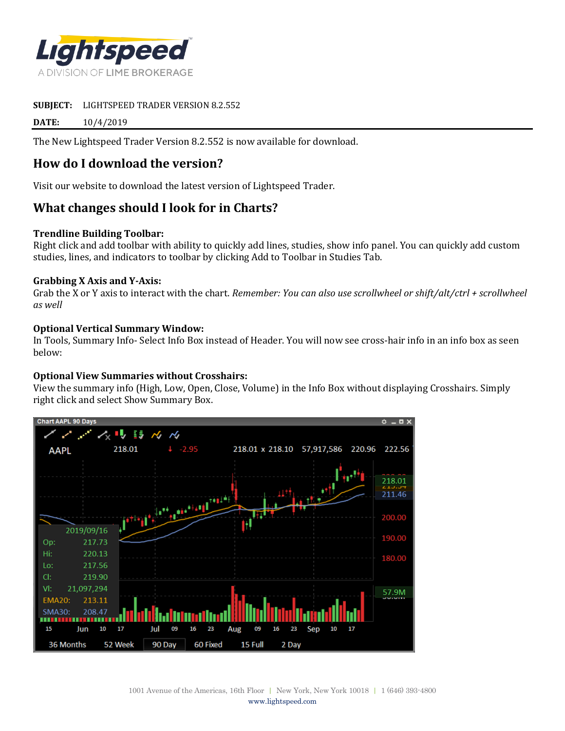**SUBJECT:** LIGHTSPEED TRADER VERSION 8.2.552

**DATE:** 10/4/2019

The New Lightspeed Trader Version 8.2.552 is now available for download.

## How do I download the version?

Visit our website to download the latest version of Lightspeed Trader.

## What changes should I look for in Charts?

**Trendline Building Toolbar:**
Right click and add toolbar with ability to quickly add lines, studies, show info panel. You can quickly add custom studies, lines, and indicators to toolbar by clicking Add to Toolbar in Studies Tab.

**Grabbing X Axis and Y-Axis:**
Grab the X or Y axis to interact with the chart. *Remember: You can also use scrollwheel or shift/alt/ctrl + scrollwheel as well*

**Optional Vertical Summary Window:**
In Tools, Summary Info- Select Info Box instead of Header. You will now see cross-hair info in an info box as seen below:

**Optional View Summaries without Crosshairs:**
View the summary info (High, Low, Open, Close, Volume) in the Info Box without displaying Crosshairs. Simply right click and select Show Summary Box.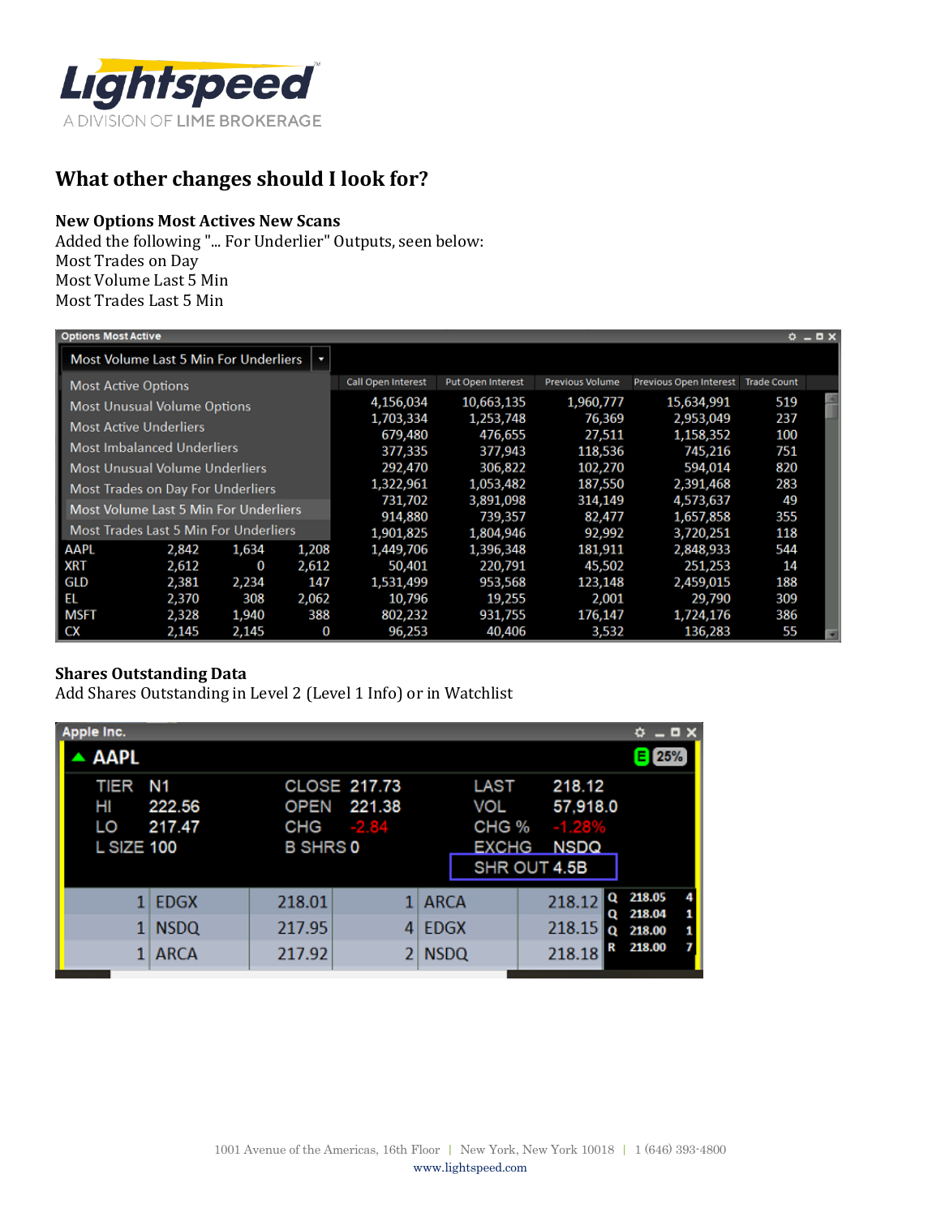## What other changes should I look for?

**New Options Most Actives New Scans**

Added the following "... For Underlier" Outputs, seen below:

Most Trades on Day

Most Volume Last 5 Min

Most Trades Last 5 Min

**Shares Outstanding Data**

Add Shares Outstanding in Level 2 (Level 1 Info) or in Watchlist